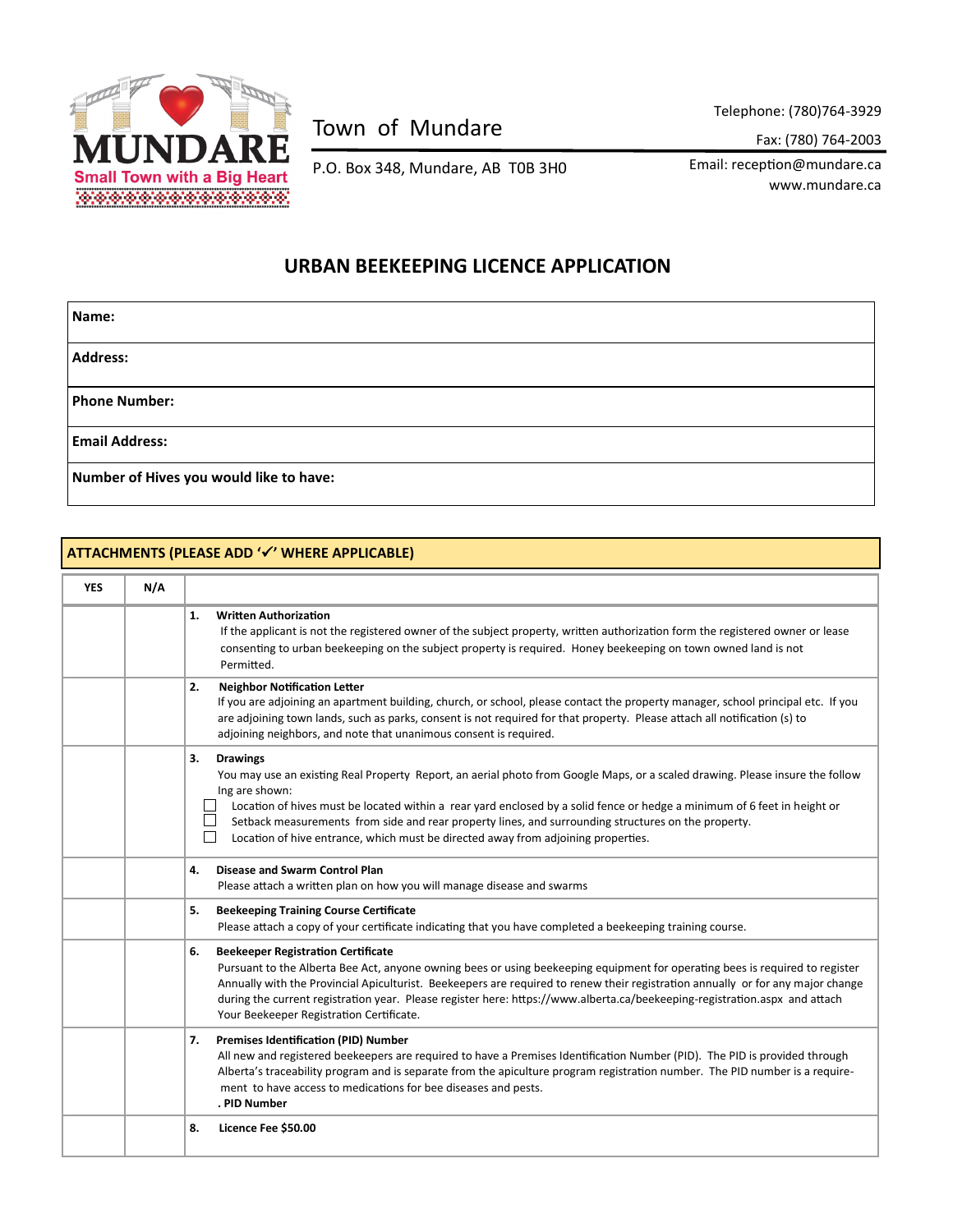MUNDARE
Small Town with a Big Heart

Town of Mundare

P.O. Box 348, Mundare, AB T0B 3H0

Telephone: (780)764-3929

Fax: (780) 764-2003

Email: reception@mundare.ca

www.mundare.ca

# URBAN BEEKEEPING LICENCE APPLICATION

| | |
|---|---|
| **Name:** | |
| **Address:** | |
| **Phone Number:** | |
| **Email Address:** | |
| **Number of Hives you would like to have:** | |

## ATTACHMENTS (PLEASE ADD '✓' WHERE APPLICABLE)

| YES | N/A | |
|---|---|---|
| | | **1. Written Authorization**<br>If the applicant is not the registered owner of the subject property, written authorization form the registered owner or lease consenting to urban beekeeping on the subject property is required. Honey beekeeping on town owned land is not Permitted. |
| | | **2. Neighbor Notification Letter**<br>If you are adjoining an apartment building, church, or school, please contact the property manager, school principal etc. If you are adjoining town lands, such as parks, consent is not required for that property. Please attach all notification (s) to adjoining neighbors, and note that unanimous consent is required. |
| | | **3. Drawings**<br>You may use an existing Real Property Report, an aerial photo from Google Maps, or a scaled drawing. Please insure the follow Ing are shown:<br>☐ Location of hives must be located within a rear yard enclosed by a solid fence or hedge a minimum of 6 feet in height or<br>☐ Setback measurements from side and rear property lines, and surrounding structures on the property.<br>☐ Location of hive entrance, which must be directed away from adjoining properties. |
| | | **4. Disease and Swarm Control Plan**<br>Please attach a written plan on how you will manage disease and swarms |
| | | **5. Beekeeping Training Course Certificate**<br>Please attach a copy of your certificate indicating that you have completed a beekeeping training course. |
| | | **6. Beekeeper Registration Certificate**<br>Pursuant to the Alberta Bee Act, anyone owning bees or using beekeeping equipment for operating bees is required to register Annually with the Provincial Apiculturist. Beekeepers are required to renew their registration annually or for any major change during the current registration year. Please register here: https://www.alberta.ca/beekeeping-registration.aspx and attach Your Beekeeper Registration Certificate. |
| | | **7. Premises Identification (PID) Number**<br>All new and registered beekeepers are required to have a Premises Identification Number (PID). The PID is provided through Alberta's traceability program and is separate from the apiculture program registration number. The PID number is a requirement to have access to medications for bee diseases and pests.<br>**. PID Number** |
| | | **8. Licence Fee $50.00** |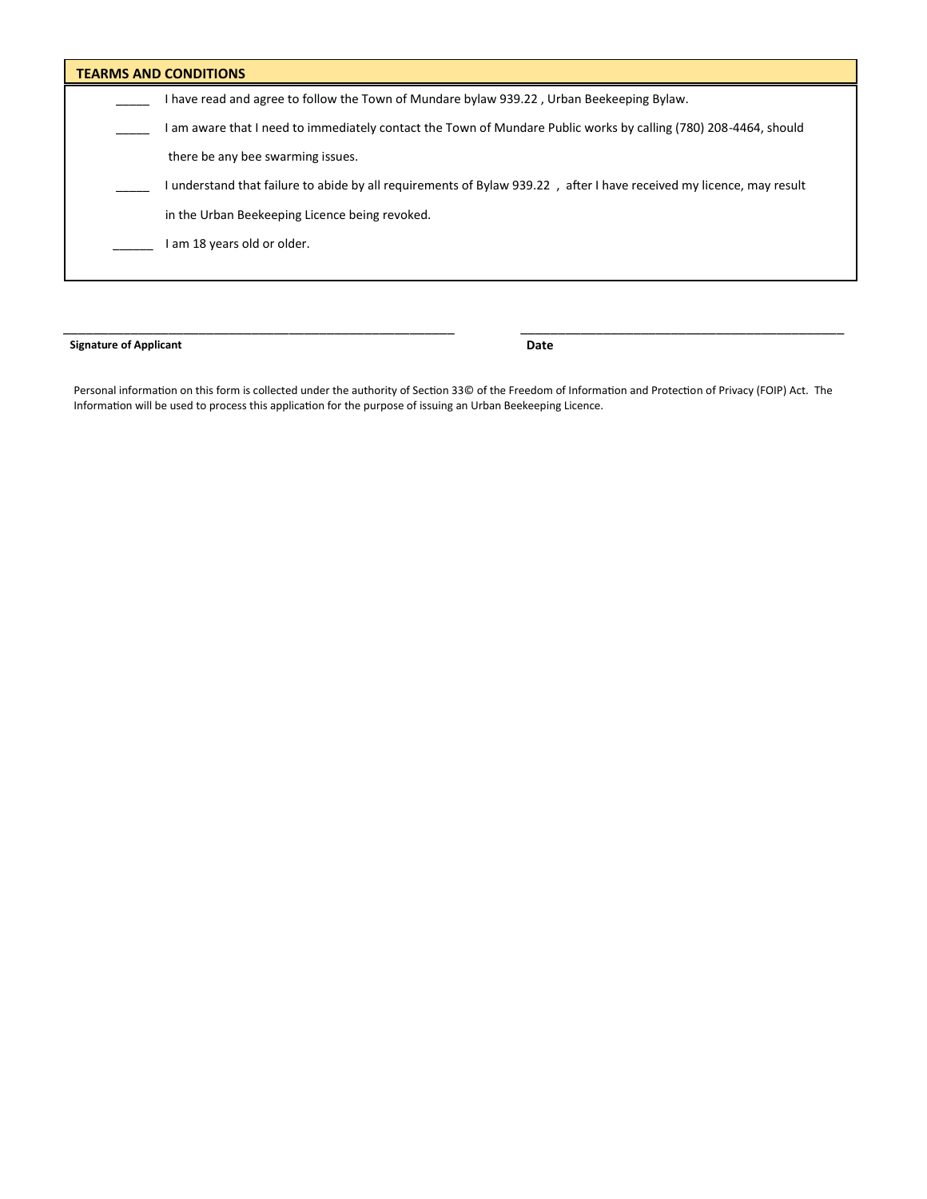## TEARMS AND CONDITIONS

_____ I have read and agree to follow the Town of Mundare bylaw 939.22 , Urban Beekeeping Bylaw.

_____ I am aware that I need to immediately contact the Town of Mundare Public works by calling (780) 208-4464, should there be any bee swarming issues.

_____ I understand that failure to abide by all requirements of Bylaw 939.22 , after I have received my licence, may result in the Urban Beekeeping Licence being revoked.

______ I am 18 years old or older.

_____________________________________________ &nbsp;&nbsp;&nbsp;&nbsp; _____________________________________________

**Signature of Applicant** &nbsp;&nbsp;&nbsp;&nbsp; **Date**

Personal information on this form is collected under the authority of Section 33© of the Freedom of Information and Protection of Privacy (FOIP) Act. The Information will be used to process this application for the purpose of issuing an Urban Beekeeping Licence.